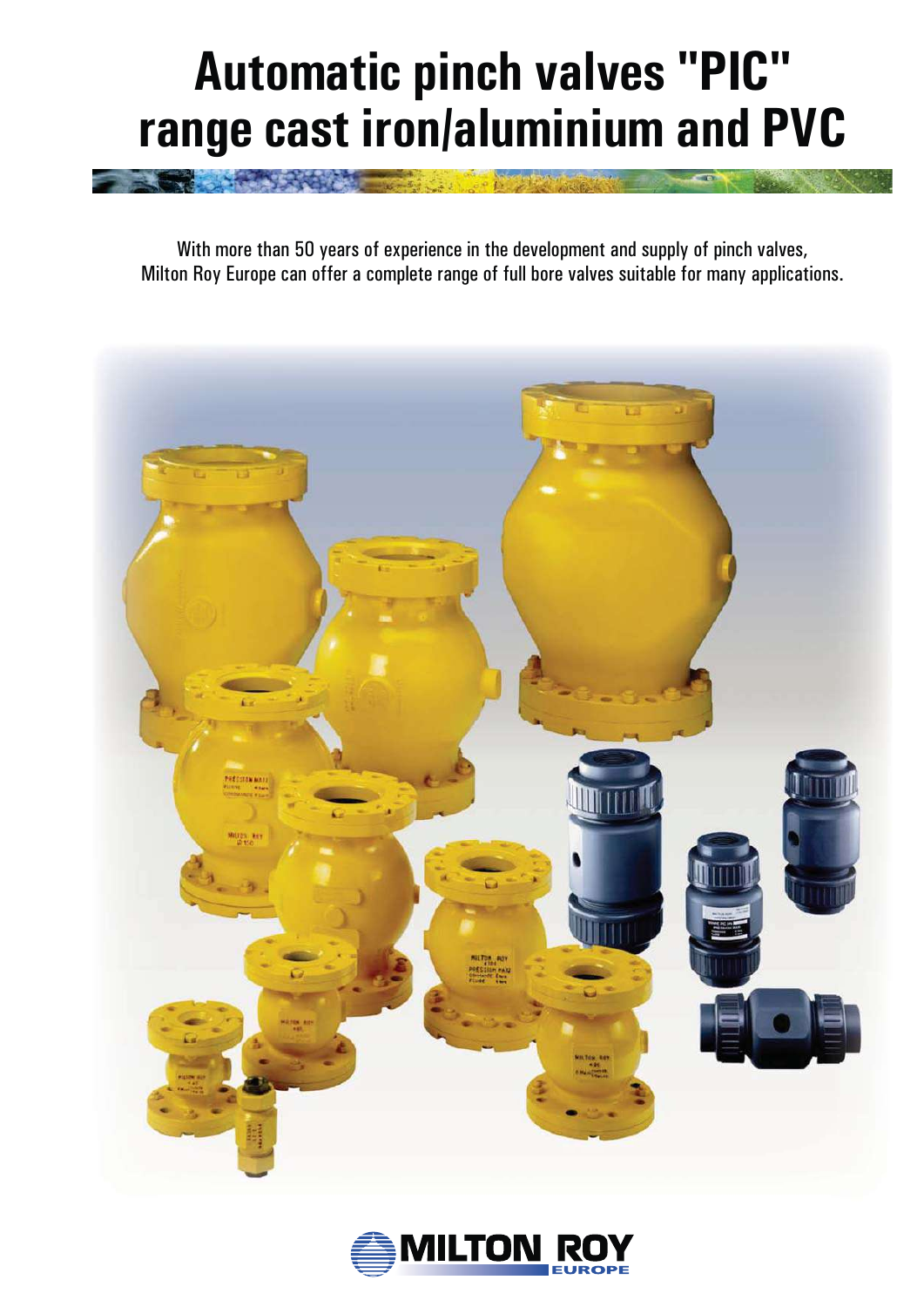# Automatic pinch valves "PIC" range cast iron/aluminium and PVC

With more than 50 years of experience in the development and supply of pinch valves, Milton Roy Europe can offer a complete range of full bore valves suitable for many applications.

MILTON ROY EUROPE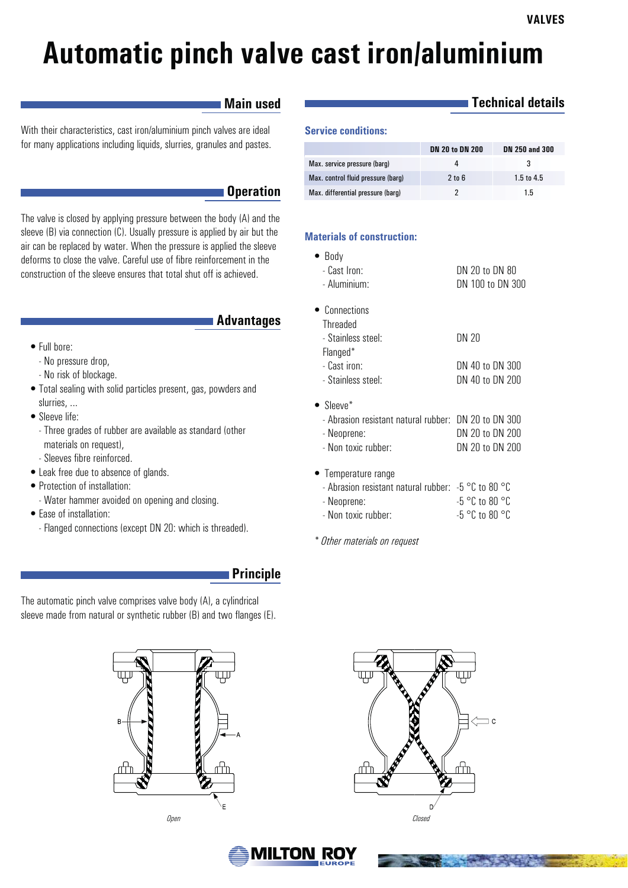# Automatic pinch valve cast iron/aluminium

## Main used

With their characteristics, cast iron/aluminium pinch valves are ideal for many applications including liquids, slurries, granules and pastes.

## Operation

The valve is closed by applying pressure between the body (A) and the sleeve (B) via connection (C). Usually pressure is applied by air but the air can be replaced by water. When the pressure is applied the sleeve deforms to close the valve. Careful use of fibre reinforcement in the construction of the sleeve ensures that total shut off is achieved.

## Advantages

- Full bore:
  - No pressure drop,
  - No risk of blockage.
- Total sealing with solid particles present, gas, powders and slurries, ...
- Sleeve life:
  - Three grades of rubber are available as standard (other materials on request),
  - Sleeves fibre reinforced.
- Leak free due to absence of glands.
- Protection of installation:
  - Water hammer avoided on opening and closing.
- Ease of installation:
  - Flanged connections (except DN 20: which is threaded).

## Principle

The automatic pinch valve comprises valve body (A), a cylindrical sleeve made from natural or synthetic rubber (B) and two flanges (E).

*Open*

*Closed*

## Technical details

### Service conditions:

| | DN 20 to DN 200 | DN 250 and 300 |
|---|---|---|
| Max. service pressure (barg) | 4 | 3 |
| Max. control fluid pressure (barg) | 2 to 6 | 1.5 to 4.5 |
| Max. differential pressure (barg) | 2 | 1.5 |

### Materials of construction:

- Body
  - Cast Iron: DN 20 to DN 80
  - Aluminium: DN 100 to DN 300
- Connections
  - Threaded
    - Stainless steel: DN 20
  - Flanged*
    - Cast iron: DN 40 to DN 300
    - Stainless steel: DN 40 to DN 200
- Sleeve*
  - Abrasion resistant natural rubber: DN 20 to DN 300
  - Neoprene: DN 20 to DN 200
  - Non toxic rubber: DN 20 to DN 200
- Temperature range
  - Abrasion resistant natural rubber: -5 °C to 80 °C
  - Neoprene: -5 °C to 80 °C
  - Non toxic rubber: -5 °C to 80 °C

*\* Other materials on request*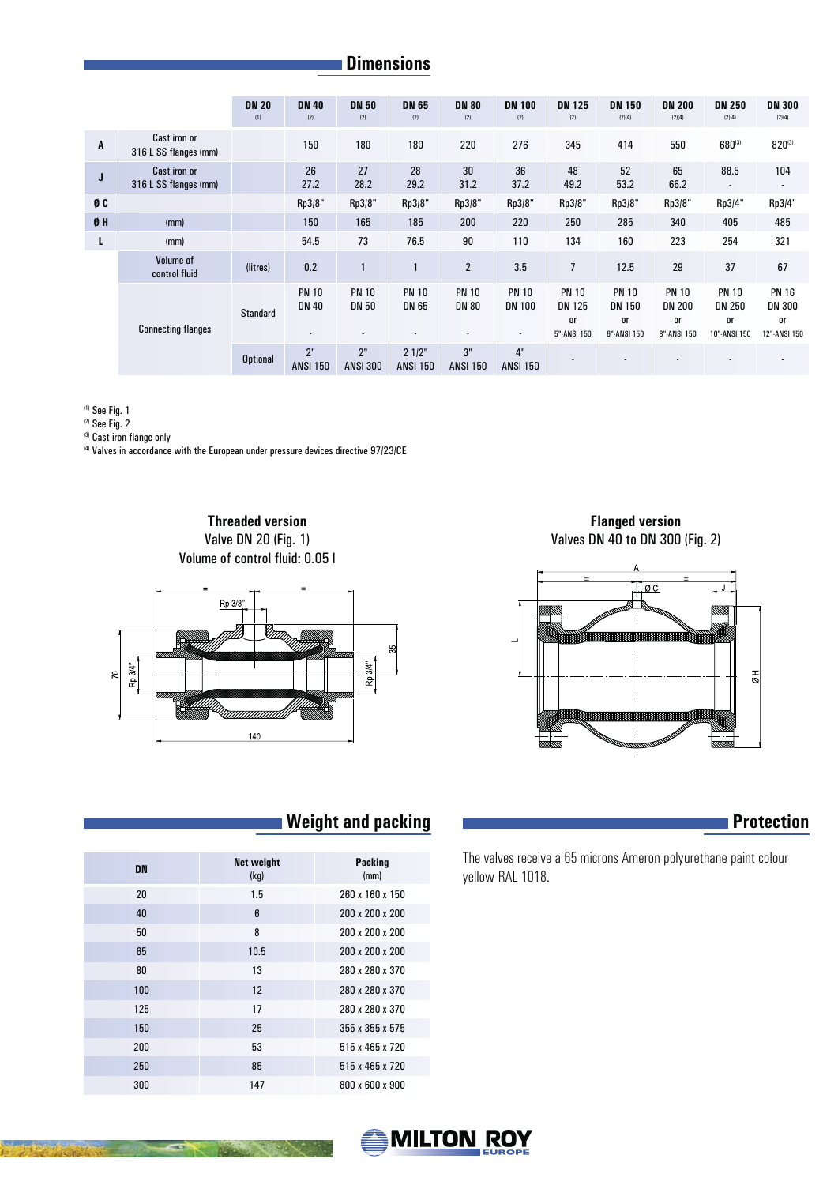## Dimensions

| | | | DN 20 (1) | DN 40 (2) | DN 50 (2) | DN 65 (2) | DN 80 (2) | DN 100 (2) | DN 125 (2) | DN 150 (2)(4) | DN 200 (2)(4) | DN 250 (2)(4) | DN 300 (2)(4) |
|---|---|---|---|---|---|---|---|---|---|---|---|---|---|
| **A** | Cast iron or 316 L SS flanges (mm) | | | 150 | 180 | 180 | 220 | 276 | 345 | 414 | 550 | 680 (3) | 820 (3) |
| **J** | Cast iron or 316 L SS flanges (mm) | | | 26<br>27.2 | 27<br>28.2 | 28<br>29.2 | 30<br>31.2 | 36<br>37.2 | 48<br>49.2 | 52<br>53.2 | 65<br>66.2 | 88.5<br>- | 104<br>- |
| **Ø C** | | | | Rp3/8" | Rp3/8" | Rp3/8" | Rp3/8" | Rp3/8" | Rp3/8" | Rp3/8" | Rp3/8" | Rp3/4" | Rp3/4" |
| **Ø H** | (mm) | | | 150 | 165 | 185 | 200 | 220 | 250 | 285 | 340 | 405 | 485 |
| **L** | (mm) | | | 54.5 | 73 | 76.5 | 90 | 110 | 134 | 160 | 223 | 254 | 321 |
| | Volume of control fluid | (litres) | | 0.2 | 1 | 1 | 2 | 3.5 | 7 | 12.5 | 29 | 37 | 67 |
| | Connecting flanges | Standard | | PN 10<br>DN 40<br>- | PN 10<br>DN 50<br>- | PN 10<br>DN 65<br>- | PN 10<br>DN 80<br>- | PN 10<br>DN 100<br>- | PN 10<br>DN 125<br>or<br>5"-ANSI 150 | PN 10<br>DN 150<br>or<br>6"-ANSI 150 | PN 10<br>DN 200<br>or<br>8"-ANSI 150 | PN 10<br>DN 250<br>or<br>10"-ANSI 150 | PN 16<br>DN 300<br>or<br>12"-ANSI 150 |
| | | Optional | | 2"<br>ANSI 150 | 2"<br>ANSI 300 | 2 1/2"<br>ANSI 150 | 3"<br>ANSI 150 | 4"<br>ANSI 150 | - | - | - | - | - |

(1) See Fig. 1
(2) See Fig. 2
(3) Cast iron flange only
(4) Valves in accordance with the European under pressure devices directive 97/23/CE

**Threaded version**
Valve DN 20 (Fig. 1)
Volume of control fluid: 0.05 l

**Flanged version**
Valves DN 40 to DN 300 (Fig. 2)

## Weight and packing

| DN | Net weight (kg) | Packing (mm) |
|---|---|---|
| 20 | 1.5 | 260 x 160 x 150 |
| 40 | 6 | 200 x 200 x 200 |
| 50 | 8 | 200 x 200 x 200 |
| 65 | 10.5 | 200 x 200 x 200 |
| 80 | 13 | 280 x 280 x 370 |
| 100 | 12 | 280 x 280 x 370 |
| 125 | 17 | 280 x 280 x 370 |
| 150 | 25 | 355 x 355 x 575 |
| 200 | 53 | 515 x 465 x 720 |
| 250 | 85 | 515 x 465 x 720 |
| 300 | 147 | 800 x 600 x 900 |

## Protection

The valves receive a 65 microns Ameron polyurethane paint colour yellow RAL 1018.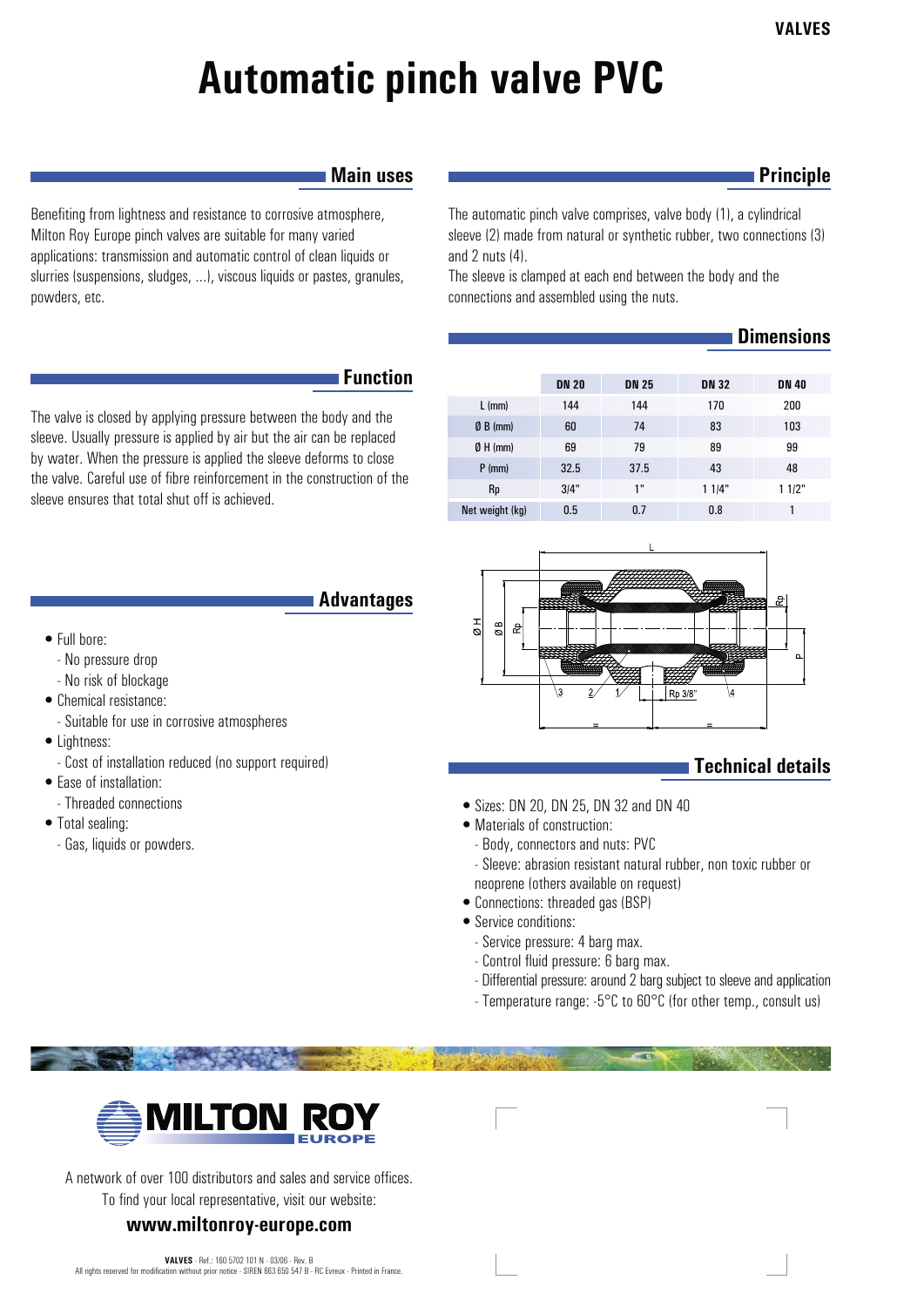# Automatic pinch valve PVC

## Main uses

Benefiting from lightness and resistance to corrosive atmosphere, Milton Roy Europe pinch valves are suitable for many varied applications: transmission and automatic control of clean liquids or slurries (suspensions, sludges, ...), viscous liquids or pastes, granules, powders, etc.

## Principle

The automatic pinch valve comprises, valve body (1), a cylindrical sleeve (2) made from natural or synthetic rubber, two connections (3) and 2 nuts (4).

The sleeve is clamped at each end between the body and the connections and assembled using the nuts.

## Function

The valve is closed by applying pressure between the body and the sleeve. Usually pressure is applied by air but the air can be replaced by water. When the pressure is applied the sleeve deforms to close the valve. Careful use of fibre reinforcement in the construction of the sleeve ensures that total shut off is achieved.

## Dimensions

| | DN 20 | DN 25 | DN 32 | DN 40 |
|---|---|---|---|---|
| L (mm) | 144 | 144 | 170 | 200 |
| Ø B (mm) | 60 | 74 | 83 | 103 |
| Ø H (mm) | 69 | 79 | 89 | 99 |
| P (mm) | 32.5 | 37.5 | 43 | 48 |
| Rp | 3/4" | 1" | 1 1/4" | 1 1/2" |
| Net weight (kg) | 0.5 | 0.7 | 0.8 | 1 |

L
Ø H
Ø B
Rp
P
3
2
1
Rp 3/8"
4
=
=

## Advantages

- Full bore:
  - No pressure drop
  - No risk of blockage
- Chemical resistance:
  - Suitable for use in corrosive atmospheres
- Lightness:
  - Cost of installation reduced (no support required)
- Ease of installation:
  - Threaded connections
- Total sealing:
  - Gas, liquids or powders.

## Technical details

- Sizes: DN 20, DN 25, DN 32 and DN 40
- Materials of construction:
  - Body, connectors and nuts: PVC
  - Sleeve: abrasion resistant natural rubber, non toxic rubber or neoprene (others available on request)
- Connections: threaded gas (BSP)
- Service conditions:
  - Service pressure: 4 barg max.
  - Control fluid pressure: 6 barg max.
  - Differential pressure: around 2 barg subject to sleeve and application
  - Temperature range: -5°C to 60°C (for other temp., consult us)

MILTON ROY EUROPE

A network of over 100 distributors and sales and service offices.
To find your local representative, visit our website:

**www.miltonroy-europe.com**

**VALVES** - Ref.: 160 5702 101 N - 03/06 - Rev. B
All rights reserved for modification without prior notice - SIREN 663 650 547 B - RC Evreux - Printed in France.